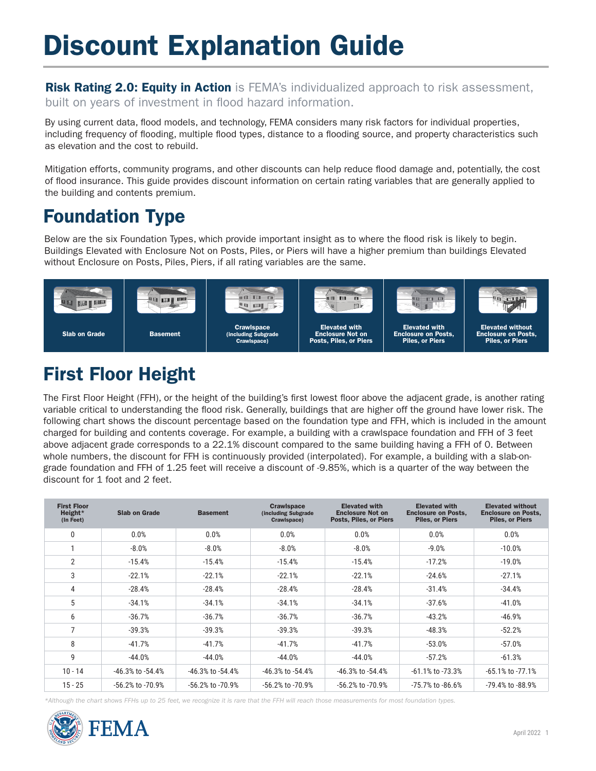# Discount Explanation Guide

**Risk Rating 2.0: Equity in Action** is FEMA's individualized approach to risk assessment, built on years of investment in flood hazard information.

By using current data, flood models, and technology, FEMA considers many risk factors for individual properties, including frequency of flooding, multiple flood types, distance to a flooding source, and property characteristics such as elevation and the cost to rebuild.

Mitigation efforts, community programs, and other discounts can help reduce flood damage and, potentially, the cost of flood insurance. This guide provides discount information on certain rating variables that are generally applied to the building and contents premium.

## Foundation Type

Below are the six Foundation Types, which provide important insight as to where the flood risk is likely to begin. Buildings Elevated with Enclosure Not on Posts, Piles, or Piers will have a higher premium than buildings Elevated without Enclosure on Posts, Piles, Piers, if all rating variables are the same.

| Slab on Grade | Basement | Crawlspace (including Subgrade Crawlspace) | Elevated with Enclosure Not on Posts, Piles, or Piers | Elevated with Enclosure on Posts, Piles, or Piers | Elevated without Enclosure on Posts, Piles, or Piers |
|---|---|---|---|---|---|

## First Floor Height

The First Floor Height (FFH), or the height of the building's first lowest floor above the adjacent grade, is another rating variable critical to understanding the flood risk. Generally, buildings that are higher off the ground have lower risk. The following chart shows the discount percentage based on the foundation type and FFH, which is included in the amount charged for building and contents coverage. For example, a building with a crawlspace foundation and FFH of 3 feet above adjacent grade corresponds to a 22.1% discount compared to the same building having a FFH of 0. Between whole numbers, the discount for FFH is continuously provided (interpolated). For example, a building with a slab-on-grade foundation and FFH of 1.25 feet will receive a discount of -9.85%, which is a quarter of the way between the discount for 1 foot and 2 feet.

| First Floor Height* (In Feet) | Slab on Grade | Basement | Crawlspace (including Subgrade Crawlspace) | Elevated with Enclosure Not on Posts, Piles, or Piers | Elevated with Enclosure on Posts, Piles, or Piers | Elevated without Enclosure on Posts, Piles, or Piers |
|---|---|---|---|---|---|---|
| 0 | 0.0% | 0.0% | 0.0% | 0.0% | 0.0% | 0.0% |
| 1 | -8.0% | -8.0% | -8.0% | -8.0% | -9.0% | -10.0% |
| 2 | -15.4% | -15.4% | -15.4% | -15.4% | -17.2% | -19.0% |
| 3 | -22.1% | -22.1% | -22.1% | -22.1% | -24.6% | -27.1% |
| 4 | -28.4% | -28.4% | -28.4% | -28.4% | -31.4% | -34.4% |
| 5 | -34.1% | -34.1% | -34.1% | -34.1% | -37.6% | -41.0% |
| 6 | -36.7% | -36.7% | -36.7% | -36.7% | -43.2% | -46.9% |
| 7 | -39.3% | -39.3% | -39.3% | -39.3% | -48.3% | -52.2% |
| 8 | -41.7% | -41.7% | -41.7% | -41.7% | -53.0% | -57.0% |
| 9 | -44.0% | -44.0% | -44.0% | -44.0% | -57.2% | -61.3% |
| 10 - 14 | -46.3% to -54.4% | -46.3% to -54.4% | -46.3% to -54.4% | -46.3% to -54.4% | -61.1% to -73.3% | -65.1% to -77.1% |
| 15 - 25 | -56.2% to -70.9% | -56.2% to -70.9% | -56.2% to -70.9% | -56.2% to -70.9% | -75.7% to -86.6% | -79.4% to -88.9% |

*Although the chart shows FFHs up to 25 feet, we recognize it is rare that the FFH will reach those measurements for most foundation types.*

FEMA

April 2022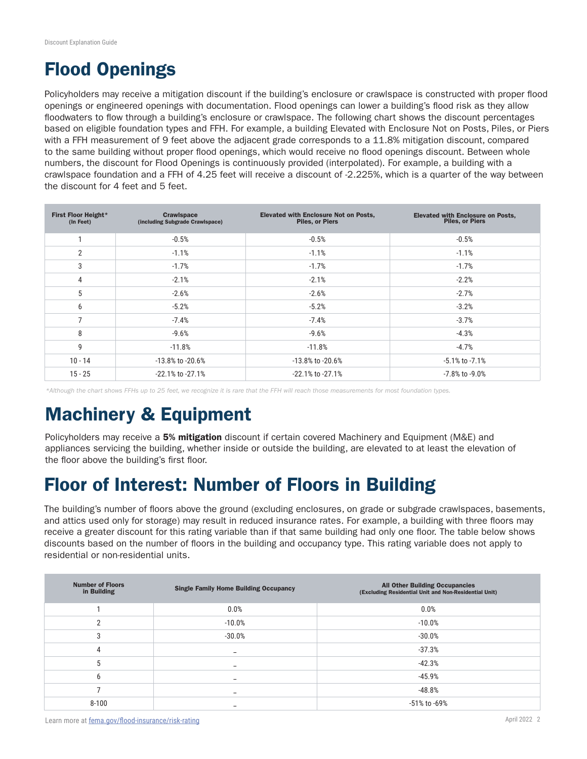# Flood Openings

Policyholders may receive a mitigation discount if the building's enclosure or crawlspace is constructed with proper flood openings or engineered openings with documentation. Flood openings can lower a building's flood risk as they allow floodwaters to flow through a building's enclosure or crawlspace. The following chart shows the discount percentages based on eligible foundation types and FFH. For example, a building Elevated with Enclosure Not on Posts, Piles, or Piers with a FFH measurement of 9 feet above the adjacent grade corresponds to a 11.8% mitigation discount, compared to the same building without proper flood openings, which would receive no flood openings discount. Between whole numbers, the discount for Flood Openings is continuously provided (interpolated). For example, a building with a crawlspace foundation and a FFH of 4.25 feet will receive a discount of -2.225%, which is a quarter of the way between the discount for 4 feet and 5 feet.

| First Floor Height* (In Feet) | Crawlspace (including Subgrade Crawlspace) | Elevated with Enclosure Not on Posts, Piles, or Piers | Elevated with Enclosure on Posts, Piles, or Piers |
|---|---|---|---|
| 1 | -0.5% | -0.5% | -0.5% |
| 2 | -1.1% | -1.1% | -1.1% |
| 3 | -1.7% | -1.7% | -1.7% |
| 4 | -2.1% | -2.1% | -2.2% |
| 5 | -2.6% | -2.6% | -2.7% |
| 6 | -5.2% | -5.2% | -3.2% |
| 7 | -7.4% | -7.4% | -3.7% |
| 8 | -9.6% | -9.6% | -4.3% |
| 9 | -11.8% | -11.8% | -4.7% |
| 10 - 14 | -13.8% to -20.6% | -13.8% to -20.6% | -5.1% to -7.1% |
| 15 - 25 | -22.1% to -27.1% | -22.1% to -27.1% | -7.8% to -9.0% |

*\*Although the chart shows FFHs up to 25 feet, we recognize it is rare that the FFH will reach those measurements for most foundation types.*

# Machinery & Equipment

Policyholders may receive a **5% mitigation** discount if certain covered Machinery and Equipment (M&E) and appliances servicing the building, whether inside or outside the building, are elevated to at least the elevation of the floor above the building's first floor.

# Floor of Interest: Number of Floors in Building

The building's number of floors above the ground (excluding enclosures, on grade or subgrade crawlspaces, basements, and attics used only for storage) may result in reduced insurance rates. For example, a building with three floors may receive a greater discount for this rating variable than if that same building had only one floor. The table below shows discounts based on the number of floors in the building and occupancy type. This rating variable does not apply to residential or non-residential units.

| Number of Floors in Building | Single Family Home Building Occupancy | All Other Building Occupancies (Excluding Residential Unit and Non-Residential Unit) |
|---|---|---|
| 1 | 0.0% | 0.0% |
| 2 | -10.0% | -10.0% |
| 3 | -30.0% | -30.0% |
| 4 | – | -37.3% |
| 5 | – | -42.3% |
| 6 | – | -45.9% |
| 7 | – | -48.8% |
| 8-100 | – | -51% to -69% |

Learn more at fema.gov/flood-insurance/risk-rating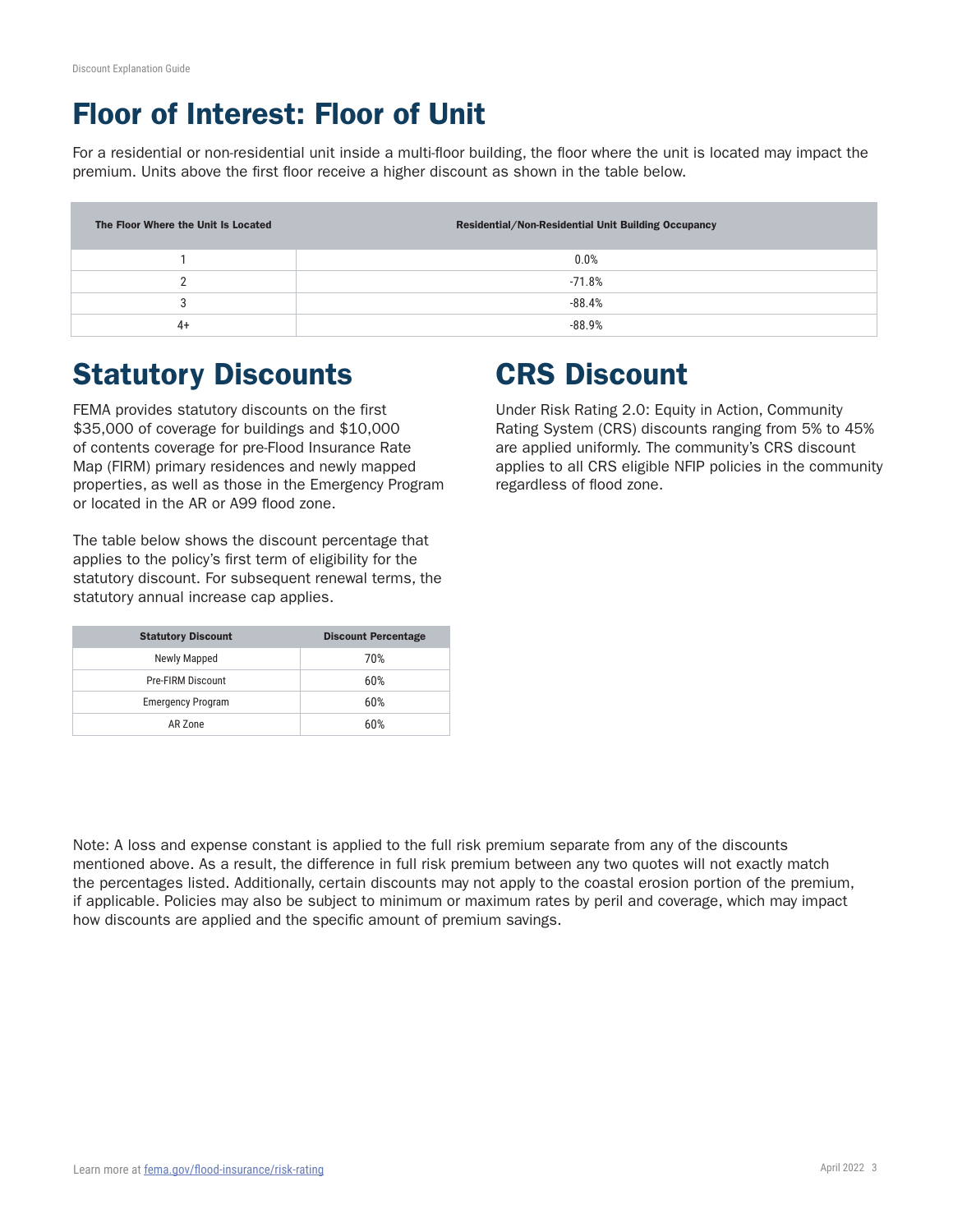# Floor of Interest: Floor of Unit

For a residential or non-residential unit inside a multi-floor building, the floor where the unit is located may impact the premium. Units above the first floor receive a higher discount as shown in the table below.

| The Floor Where the Unit Is Located | Residential/Non-Residential Unit Building Occupancy |
|---|---|
| 1 | 0.0% |
| 2 | -71.8% |
| 3 | -88.4% |
| 4+ | -88.9% |

# Statutory Discounts

FEMA provides statutory discounts on the first $35,000 of coverage for buildings and $10,000 of contents coverage for pre-Flood Insurance Rate Map (FIRM) primary residences and newly mapped properties, as well as those in the Emergency Program or located in the AR or A99 flood zone.

The table below shows the discount percentage that applies to the policy's first term of eligibility for the statutory discount. For subsequent renewal terms, the statutory annual increase cap applies.

| Statutory Discount | Discount Percentage |
|---|---|
| Newly Mapped | 70% |
| Pre-FIRM Discount | 60% |
| Emergency Program | 60% |
| AR Zone | 60% |

# CRS Discount

Under Risk Rating 2.0: Equity in Action, Community Rating System (CRS) discounts ranging from 5% to 45% are applied uniformly. The community's CRS discount applies to all CRS eligible NFIP policies in the community regardless of flood zone.

Note: A loss and expense constant is applied to the full risk premium separate from any of the discounts mentioned above. As a result, the difference in full risk premium between any two quotes will not exactly match the percentages listed. Additionally, certain discounts may not apply to the coastal erosion portion of the premium, if applicable. Policies may also be subject to minimum or maximum rates by peril and coverage, which may impact how discounts are applied and the specific amount of premium savings.